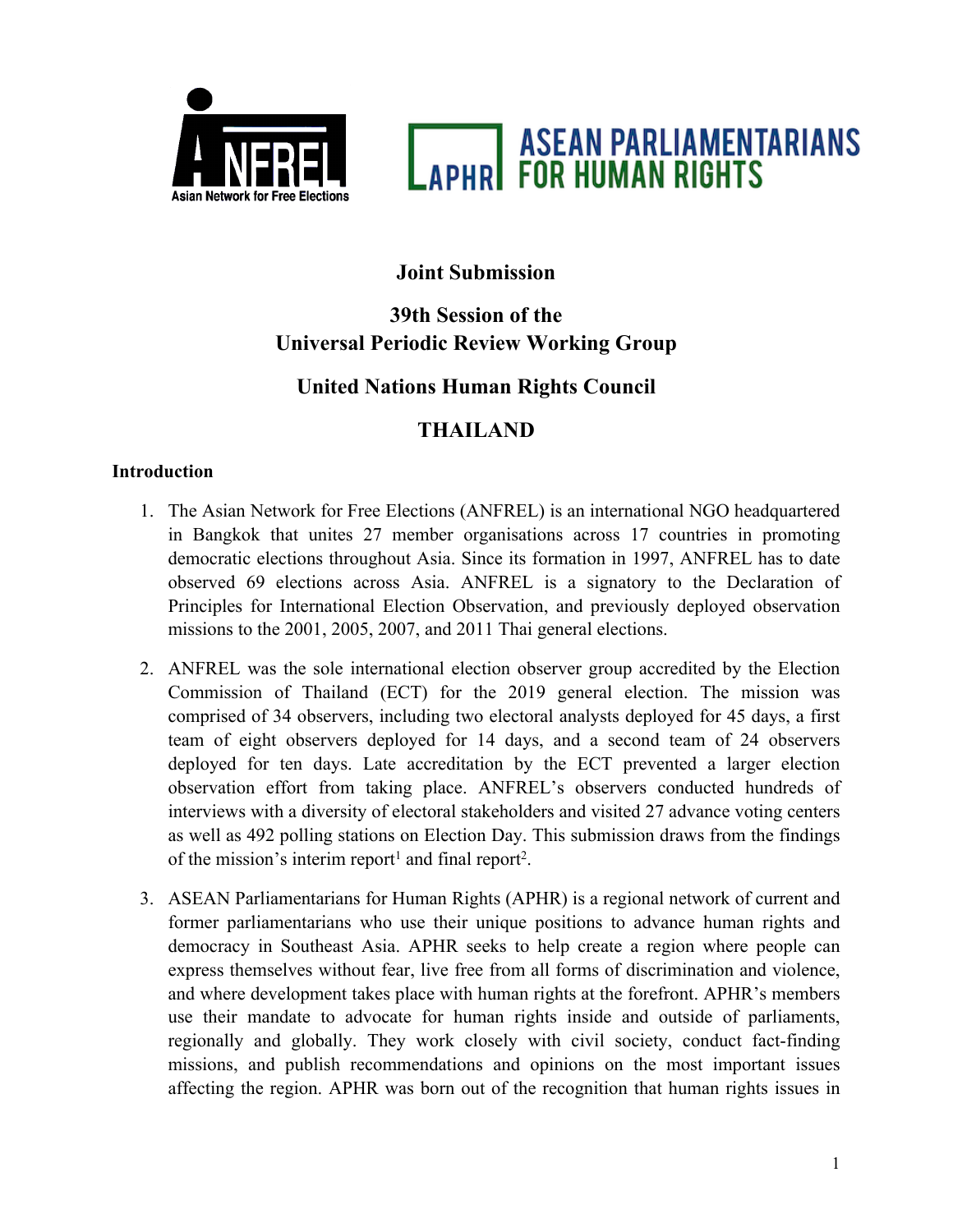# Joint Submission

## 39th Session of the Universal Periodic Review Working Group

## United Nations Human Rights Council

## THAILAND

### Introduction

1. The Asian Network for Free Elections (ANFREL) is an international NGO headquartered in Bangkok that unites 27 member organisations across 17 countries in promoting democratic elections throughout Asia. Since its formation in 1997, ANFREL has to date observed 69 elections across Asia. ANFREL is a signatory to the Declaration of Principles for International Election Observation, and previously deployed observation missions to the 2001, 2005, 2007, and 2011 Thai general elections.

2. ANFREL was the sole international election observer group accredited by the Election Commission of Thailand (ECT) for the 2019 general election. The mission was comprised of 34 observers, including two electoral analysts deployed for 45 days, a first team of eight observers deployed for 14 days, and a second team of 24 observers deployed for ten days. Late accreditation by the ECT prevented a larger election observation effort from taking place. ANFREL's observers conducted hundreds of interviews with a diversity of electoral stakeholders and visited 27 advance voting centers as well as 492 polling stations on Election Day. This submission draws from the findings of the mission's interim report[1] and final report[2].

3. ASEAN Parliamentarians for Human Rights (APHR) is a regional network of current and former parliamentarians who use their unique positions to advance human rights and democracy in Southeast Asia. APHR seeks to help create a region where people can express themselves without fear, live free from all forms of discrimination and violence, and where development takes place with human rights at the forefront. APHR's members use their mandate to advocate for human rights inside and outside of parliaments, regionally and globally. They work closely with civil society, conduct fact-finding missions, and publish recommendations and opinions on the most important issues affecting the region. APHR was born out of the recognition that human rights issues in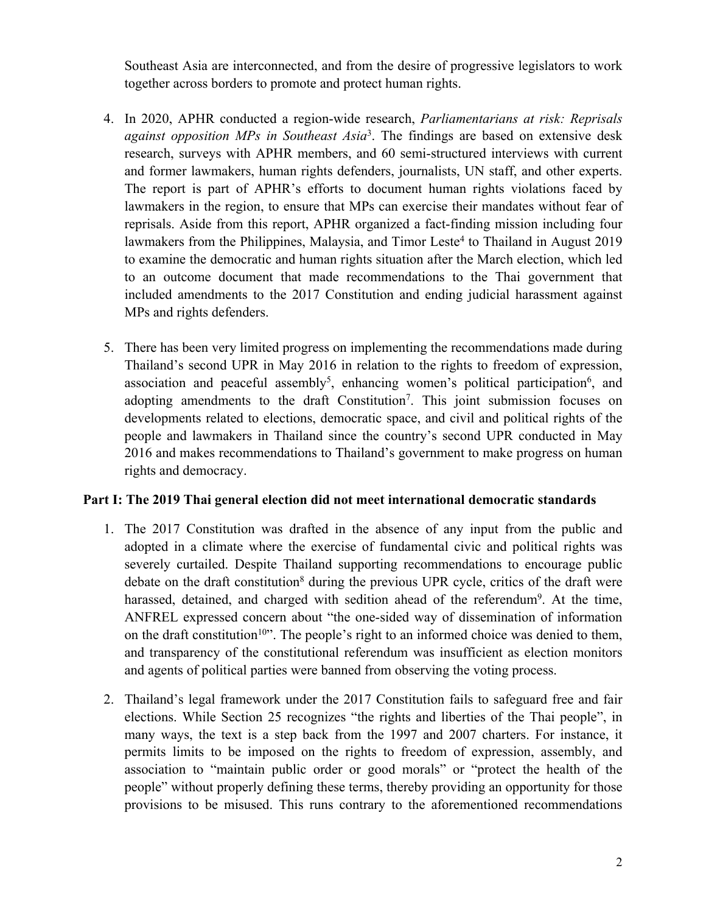Southeast Asia are interconnected, and from the desire of progressive legislators to work together across borders to promote and protect human rights.

4. In 2020, APHR conducted a region-wide research, *Parliamentarians at risk: Reprisals against opposition MPs in Southeast Asia*[3]. The findings are based on extensive desk research, surveys with APHR members, and 60 semi-structured interviews with current and former lawmakers, human rights defenders, journalists, UN staff, and other experts. The report is part of APHR's efforts to document human rights violations faced by lawmakers in the region, to ensure that MPs can exercise their mandates without fear of reprisals. Aside from this report, APHR organized a fact-finding mission including four lawmakers from the Philippines, Malaysia, and Timor Leste[4] to Thailand in August 2019 to examine the democratic and human rights situation after the March election, which led to an outcome document that made recommendations to the Thai government that included amendments to the 2017 Constitution and ending judicial harassment against MPs and rights defenders.

5. There has been very limited progress on implementing the recommendations made during Thailand's second UPR in May 2016 in relation to the rights to freedom of expression, association and peaceful assembly[5], enhancing women's political participation[6], and adopting amendments to the draft Constitution[7]. This joint submission focuses on developments related to elections, democratic space, and civil and political rights of the people and lawmakers in Thailand since the country's second UPR conducted in May 2016 and makes recommendations to Thailand's government to make progress on human rights and democracy.

## Part I: The 2019 Thai general election did not meet international democratic standards

1. The 2017 Constitution was drafted in the absence of any input from the public and adopted in a climate where the exercise of fundamental civic and political rights was severely curtailed. Despite Thailand supporting recommendations to encourage public debate on the draft constitution[8] during the previous UPR cycle, critics of the draft were harassed, detained, and charged with sedition ahead of the referendum[9]. At the time, ANFREL expressed concern about "the one-sided way of dissemination of information on the draft constitution[10]". The people's right to an informed choice was denied to them, and transparency of the constitutional referendum was insufficient as election monitors and agents of political parties were banned from observing the voting process.

2. Thailand's legal framework under the 2017 Constitution fails to safeguard free and fair elections. While Section 25 recognizes "the rights and liberties of the Thai people", in many ways, the text is a step back from the 1997 and 2007 charters. For instance, it permits limits to be imposed on the rights to freedom of expression, assembly, and association to "maintain public order or good morals" or "protect the health of the people" without properly defining these terms, thereby providing an opportunity for those provisions to be misused. This runs contrary to the aforementioned recommendations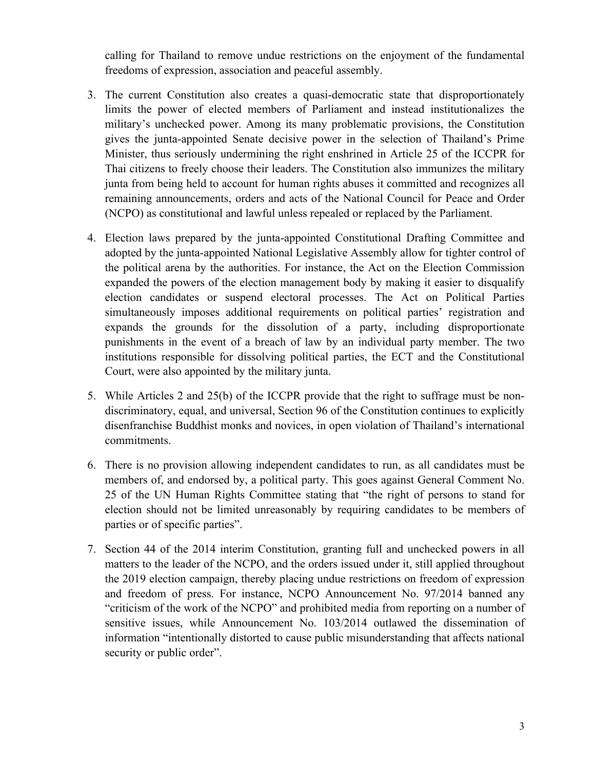calling for Thailand to remove undue restrictions on the enjoyment of the fundamental freedoms of expression, association and peaceful assembly.

3. The current Constitution also creates a quasi-democratic state that disproportionately limits the power of elected members of Parliament and instead institutionalizes the military's unchecked power. Among its many problematic provisions, the Constitution gives the junta-appointed Senate decisive power in the selection of Thailand's Prime Minister, thus seriously undermining the right enshrined in Article 25 of the ICCPR for Thai citizens to freely choose their leaders. The Constitution also immunizes the military junta from being held to account for human rights abuses it committed and recognizes all remaining announcements, orders and acts of the National Council for Peace and Order (NCPO) as constitutional and lawful unless repealed or replaced by the Parliament.

4. Election laws prepared by the junta-appointed Constitutional Drafting Committee and adopted by the junta-appointed National Legislative Assembly allow for tighter control of the political arena by the authorities. For instance, the Act on the Election Commission expanded the powers of the election management body by making it easier to disqualify election candidates or suspend electoral processes. The Act on Political Parties simultaneously imposes additional requirements on political parties' registration and expands the grounds for the dissolution of a party, including disproportionate punishments in the event of a breach of law by an individual party member. The two institutions responsible for dissolving political parties, the ECT and the Constitutional Court, were also appointed by the military junta.

5. While Articles 2 and 25(b) of the ICCPR provide that the right to suffrage must be non-discriminatory, equal, and universal, Section 96 of the Constitution continues to explicitly disenfranchise Buddhist monks and novices, in open violation of Thailand's international commitments.

6. There is no provision allowing independent candidates to run, as all candidates must be members of, and endorsed by, a political party. This goes against General Comment No. 25 of the UN Human Rights Committee stating that "the right of persons to stand for election should not be limited unreasonably by requiring candidates to be members of parties or of specific parties".

7. Section 44 of the 2014 interim Constitution, granting full and unchecked powers in all matters to the leader of the NCPO, and the orders issued under it, still applied throughout the 2019 election campaign, thereby placing undue restrictions on freedom of expression and freedom of press. For instance, NCPO Announcement No. 97/2014 banned any "criticism of the work of the NCPO" and prohibited media from reporting on a number of sensitive issues, while Announcement No. 103/2014 outlawed the dissemination of information "intentionally distorted to cause public misunderstanding that affects national security or public order".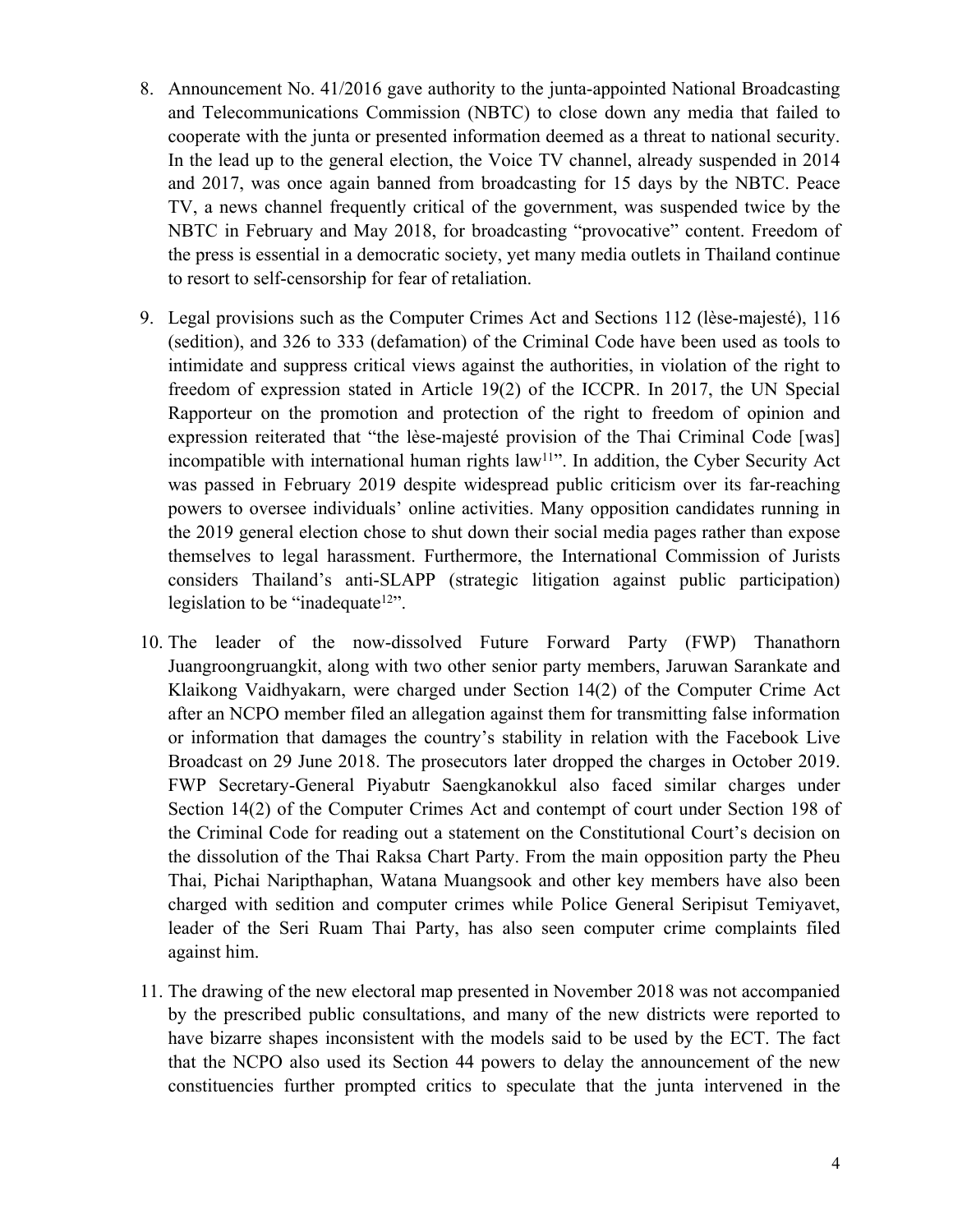8. Announcement No. 41/2016 gave authority to the junta-appointed National Broadcasting and Telecommunications Commission (NBTC) to close down any media that failed to cooperate with the junta or presented information deemed as a threat to national security. In the lead up to the general election, the Voice TV channel, already suspended in 2014 and 2017, was once again banned from broadcasting for 15 days by the NBTC. Peace TV, a news channel frequently critical of the government, was suspended twice by the NBTC in February and May 2018, for broadcasting "provocative" content. Freedom of the press is essential in a democratic society, yet many media outlets in Thailand continue to resort to self-censorship for fear of retaliation.

9. Legal provisions such as the Computer Crimes Act and Sections 112 (lèse-majesté), 116 (sedition), and 326 to 333 (defamation) of the Criminal Code have been used as tools to intimidate and suppress critical views against the authorities, in violation of the right to freedom of expression stated in Article 19(2) of the ICCPR. In 2017, the UN Special Rapporteur on the promotion and protection of the right to freedom of opinion and expression reiterated that "the lèse-majesté provision of the Thai Criminal Code [was] incompatible with international human rights law[11]". In addition, the Cyber Security Act was passed in February 2019 despite widespread public criticism over its far-reaching powers to oversee individuals' online activities. Many opposition candidates running in the 2019 general election chose to shut down their social media pages rather than expose themselves to legal harassment. Furthermore, the International Commission of Jurists considers Thailand's anti-SLAPP (strategic litigation against public participation) legislation to be "inadequate[12]".

10. The leader of the now-dissolved Future Forward Party (FWP) Thanathorn Juangroongruangkit, along with two other senior party members, Jaruwan Sarankate and Klaikong Vaidhyakarn, were charged under Section 14(2) of the Computer Crime Act after an NCPO member filed an allegation against them for transmitting false information or information that damages the country's stability in relation with the Facebook Live Broadcast on 29 June 2018. The prosecutors later dropped the charges in October 2019. FWP Secretary-General Piyabutr Saengkanokkul also faced similar charges under Section 14(2) of the Computer Crimes Act and contempt of court under Section 198 of the Criminal Code for reading out a statement on the Constitutional Court's decision on the dissolution of the Thai Raksa Chart Party. From the main opposition party the Pheu Thai, Pichai Naripthaphan, Watana Muangsook and other key members have also been charged with sedition and computer crimes while Police General Seripisut Temiyavet, leader of the Seri Ruam Thai Party, has also seen computer crime complaints filed against him.

11. The drawing of the new electoral map presented in November 2018 was not accompanied by the prescribed public consultations, and many of the new districts were reported to have bizarre shapes inconsistent with the models said to be used by the ECT. The fact that the NCPO also used its Section 44 powers to delay the announcement of the new constituencies further prompted critics to speculate that the junta intervened in the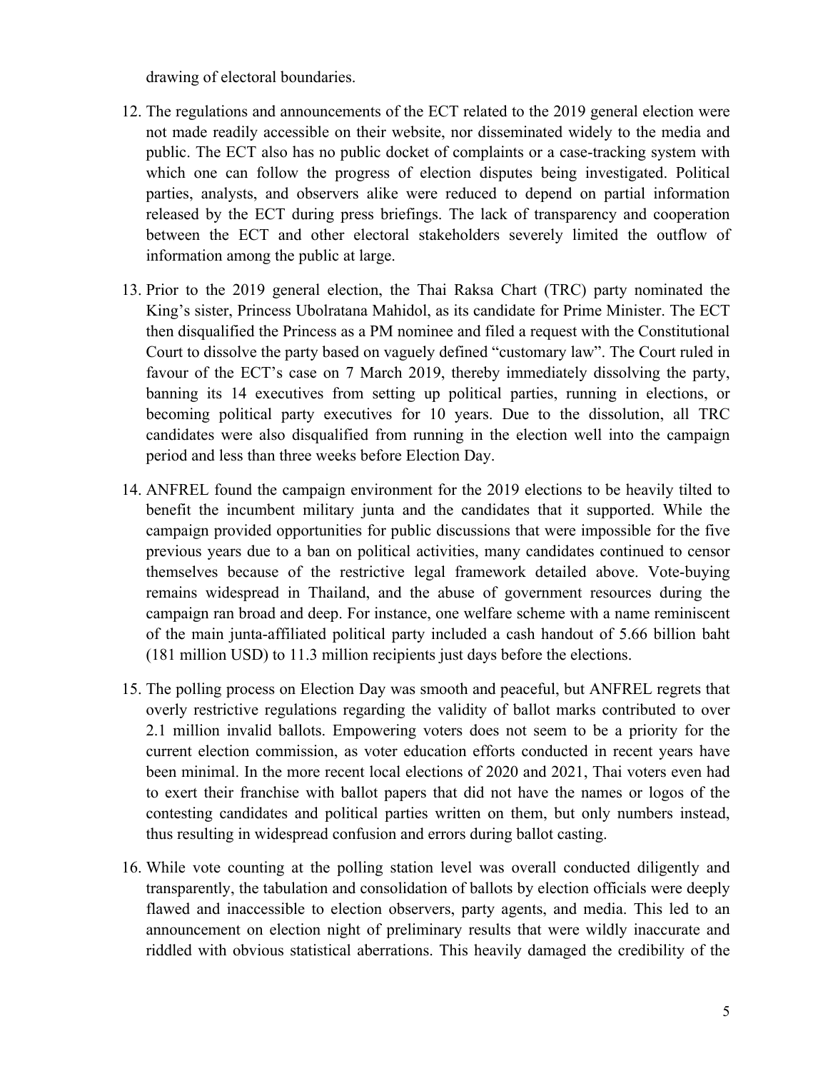drawing of electoral boundaries.

12. The regulations and announcements of the ECT related to the 2019 general election were not made readily accessible on their website, nor disseminated widely to the media and public. The ECT also has no public docket of complaints or a case-tracking system with which one can follow the progress of election disputes being investigated. Political parties, analysts, and observers alike were reduced to depend on partial information released by the ECT during press briefings. The lack of transparency and cooperation between the ECT and other electoral stakeholders severely limited the outflow of information among the public at large.

13. Prior to the 2019 general election, the Thai Raksa Chart (TRC) party nominated the King's sister, Princess Ubolratana Mahidol, as its candidate for Prime Minister. The ECT then disqualified the Princess as a PM nominee and filed a request with the Constitutional Court to dissolve the party based on vaguely defined "customary law". The Court ruled in favour of the ECT's case on 7 March 2019, thereby immediately dissolving the party, banning its 14 executives from setting up political parties, running in elections, or becoming political party executives for 10 years. Due to the dissolution, all TRC candidates were also disqualified from running in the election well into the campaign period and less than three weeks before Election Day.

14. ANFREL found the campaign environment for the 2019 elections to be heavily tilted to benefit the incumbent military junta and the candidates that it supported. While the campaign provided opportunities for public discussions that were impossible for the five previous years due to a ban on political activities, many candidates continued to censor themselves because of the restrictive legal framework detailed above. Vote-buying remains widespread in Thailand, and the abuse of government resources during the campaign ran broad and deep. For instance, one welfare scheme with a name reminiscent of the main junta-affiliated political party included a cash handout of 5.66 billion baht (181 million USD) to 11.3 million recipients just days before the elections.

15. The polling process on Election Day was smooth and peaceful, but ANFREL regrets that overly restrictive regulations regarding the validity of ballot marks contributed to over 2.1 million invalid ballots. Empowering voters does not seem to be a priority for the current election commission, as voter education efforts conducted in recent years have been minimal. In the more recent local elections of 2020 and 2021, Thai voters even had to exert their franchise with ballot papers that did not have the names or logos of the contesting candidates and political parties written on them, but only numbers instead, thus resulting in widespread confusion and errors during ballot casting.

16. While vote counting at the polling station level was overall conducted diligently and transparently, the tabulation and consolidation of ballots by election officials were deeply flawed and inaccessible to election observers, party agents, and media. This led to an announcement on election night of preliminary results that were wildly inaccurate and riddled with obvious statistical aberrations. This heavily damaged the credibility of the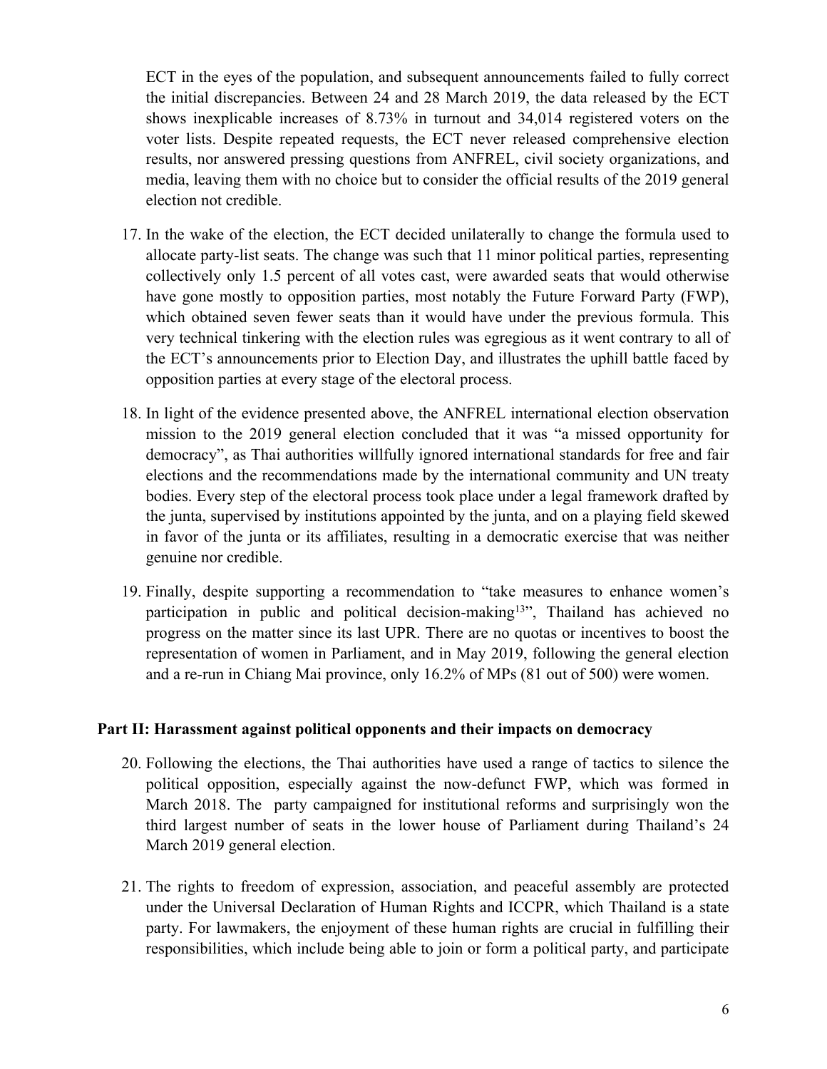ECT in the eyes of the population, and subsequent announcements failed to fully correct the initial discrepancies. Between 24 and 28 March 2019, the data released by the ECT shows inexplicable increases of 8.73% in turnout and 34,014 registered voters on the voter lists. Despite repeated requests, the ECT never released comprehensive election results, nor answered pressing questions from ANFREL, civil society organizations, and media, leaving them with no choice but to consider the official results of the 2019 general election not credible.

17. In the wake of the election, the ECT decided unilaterally to change the formula used to allocate party-list seats. The change was such that 11 minor political parties, representing collectively only 1.5 percent of all votes cast, were awarded seats that would otherwise have gone mostly to opposition parties, most notably the Future Forward Party (FWP), which obtained seven fewer seats than it would have under the previous formula. This very technical tinkering with the election rules was egregious as it went contrary to all of the ECT's announcements prior to Election Day, and illustrates the uphill battle faced by opposition parties at every stage of the electoral process.

18. In light of the evidence presented above, the ANFREL international election observation mission to the 2019 general election concluded that it was "a missed opportunity for democracy", as Thai authorities willfully ignored international standards for free and fair elections and the recommendations made by the international community and UN treaty bodies. Every step of the electoral process took place under a legal framework drafted by the junta, supervised by institutions appointed by the junta, and on a playing field skewed in favor of the junta or its affiliates, resulting in a democratic exercise that was neither genuine nor credible.

19. Finally, despite supporting a recommendation to "take measures to enhance women's participation in public and political decision-making[13]", Thailand has achieved no progress on the matter since its last UPR. There are no quotas or incentives to boost the representation of women in Parliament, and in May 2019, following the general election and a re-run in Chiang Mai province, only 16.2% of MPs (81 out of 500) were women.

## Part II: Harassment against political opponents and their impacts on democracy

20. Following the elections, the Thai authorities have used a range of tactics to silence the political opposition, especially against the now-defunct FWP, which was formed in March 2018. The party campaigned for institutional reforms and surprisingly won the third largest number of seats in the lower house of Parliament during Thailand's 24 March 2019 general election.

21. The rights to freedom of expression, association, and peaceful assembly are protected under the Universal Declaration of Human Rights and ICCPR, which Thailand is a state party. For lawmakers, the enjoyment of these human rights are crucial in fulfilling their responsibilities, which include being able to join or form a political party, and participate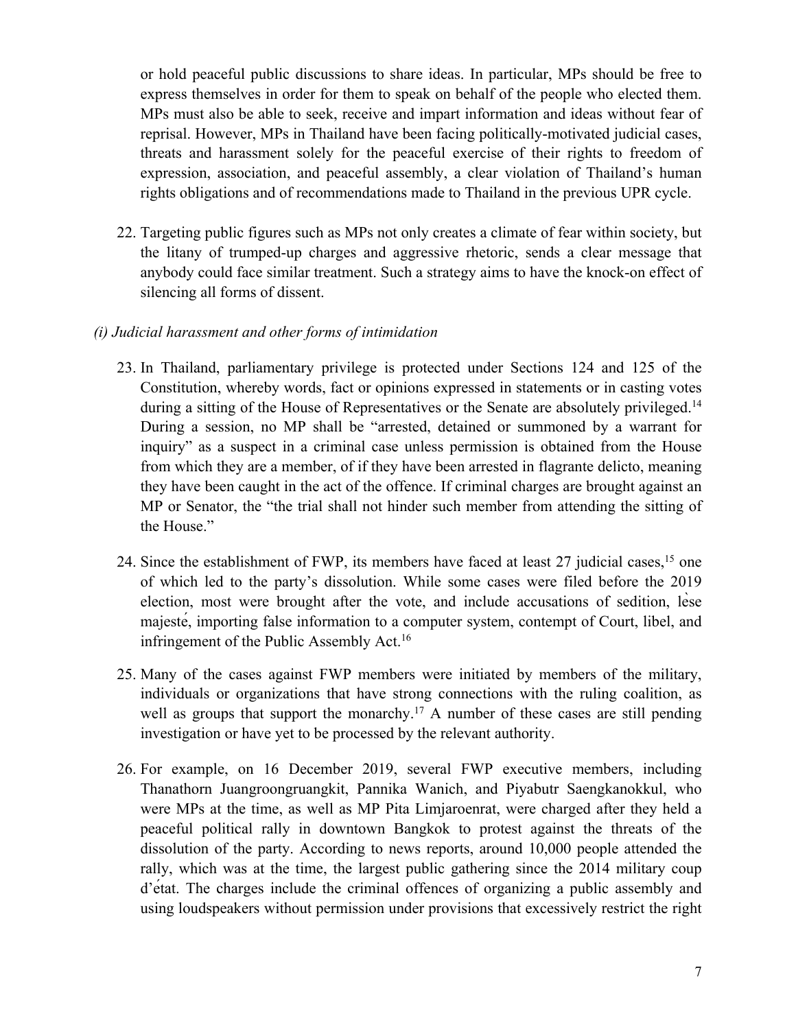or hold peaceful public discussions to share ideas. In particular, MPs should be free to express themselves in order for them to speak on behalf of the people who elected them. MPs must also be able to seek, receive and impart information and ideas without fear of reprisal. However, MPs in Thailand have been facing politically-motivated judicial cases, threats and harassment solely for the peaceful exercise of their rights to freedom of expression, association, and peaceful assembly, a clear violation of Thailand's human rights obligations and of recommendations made to Thailand in the previous UPR cycle.

22. Targeting public figures such as MPs not only creates a climate of fear within society, but the litany of trumped-up charges and aggressive rhetoric, sends a clear message that anybody could face similar treatment. Such a strategy aims to have the knock-on effect of silencing all forms of dissent.

*(i) Judicial harassment and other forms of intimidation*

23. In Thailand, parliamentary privilege is protected under Sections 124 and 125 of the Constitution, whereby words, fact or opinions expressed in statements or in casting votes during a sitting of the House of Representatives or the Senate are absolutely privileged.[14] During a session, no MP shall be "arrested, detained or summoned by a warrant for inquiry" as a suspect in a criminal case unless permission is obtained from the House from which they are a member, of if they have been arrested in flagrante delicto, meaning they have been caught in the act of the offence. If criminal charges are brought against an MP or Senator, the "the trial shall not hinder such member from attending the sitting of the House."

24. Since the establishment of FWP, its members have faced at least 27 judicial cases,[15] one of which led to the party's dissolution. While some cases were filed before the 2019 election, most were brought after the vote, and include accusations of sedition, lèse majesté, importing false information to a computer system, contempt of Court, libel, and infringement of the Public Assembly Act.[16]

25. Many of the cases against FWP members were initiated by members of the military, individuals or organizations that have strong connections with the ruling coalition, as well as groups that support the monarchy.[17] A number of these cases are still pending investigation or have yet to be processed by the relevant authority.

26. For example, on 16 December 2019, several FWP executive members, including Thanathorn Juangroongruangkit, Pannika Wanich, and Piyabutr Saengkanokkul, who were MPs at the time, as well as MP Pita Limjaroenrat, were charged after they held a peaceful political rally in downtown Bangkok to protest against the threats of the dissolution of the party. According to news reports, around 10,000 people attended the rally, which was at the time, the largest public gathering since the 2014 military coup d'état. The charges include the criminal offences of organizing a public assembly and using loudspeakers without permission under provisions that excessively restrict the right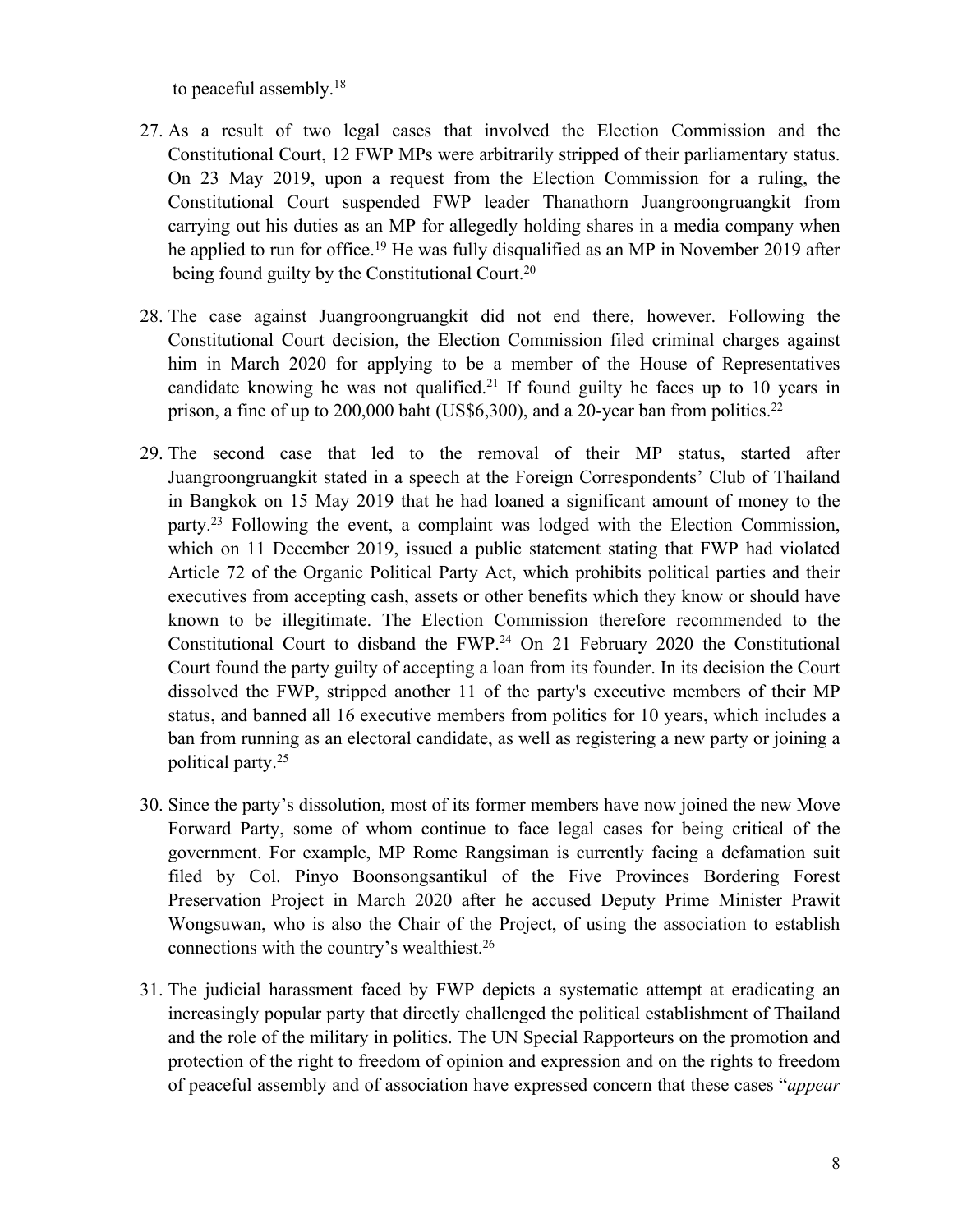to peaceful assembly.[18]

27. As a result of two legal cases that involved the Election Commission and the Constitutional Court, 12 FWP MPs were arbitrarily stripped of their parliamentary status. On 23 May 2019, upon a request from the Election Commission for a ruling, the Constitutional Court suspended FWP leader Thanathorn Juangroongruangkit from carrying out his duties as an MP for allegedly holding shares in a media company when he applied to run for office.[19] He was fully disqualified as an MP in November 2019 after being found guilty by the Constitutional Court.[20]

28. The case against Juangroongruangkit did not end there, however. Following the Constitutional Court decision, the Election Commission filed criminal charges against him in March 2020 for applying to be a member of the House of Representatives candidate knowing he was not qualified.[21] If found guilty he faces up to 10 years in prison, a fine of up to 200,000 baht (US$6,300), and a 20-year ban from politics.[22]

29. The second case that led to the removal of their MP status, started after Juangroongruangkit stated in a speech at the Foreign Correspondents' Club of Thailand in Bangkok on 15 May 2019 that he had loaned a significant amount of money to the party.[23] Following the event, a complaint was lodged with the Election Commission, which on 11 December 2019, issued a public statement stating that FWP had violated Article 72 of the Organic Political Party Act, which prohibits political parties and their executives from accepting cash, assets or other benefits which they know or should have known to be illegitimate. The Election Commission therefore recommended to the Constitutional Court to disband the FWP.[24] On 21 February 2020 the Constitutional Court found the party guilty of accepting a loan from its founder. In its decision the Court dissolved the FWP, stripped another 11 of the party's executive members of their MP status, and banned all 16 executive members from politics for 10 years, which includes a ban from running as an electoral candidate, as well as registering a new party or joining a political party.[25]

30. Since the party's dissolution, most of its former members have now joined the new Move Forward Party, some of whom continue to face legal cases for being critical of the government. For example, MP Rome Rangsiman is currently facing a defamation suit filed by Col. Pinyo Boonsongsantikul of the Five Provinces Bordering Forest Preservation Project in March 2020 after he accused Deputy Prime Minister Prawit Wongsuwan, who is also the Chair of the Project, of using the association to establish connections with the country's wealthiest.[26]

31. The judicial harassment faced by FWP depicts a systematic attempt at eradicating an increasingly popular party that directly challenged the political establishment of Thailand and the role of the military in politics. The UN Special Rapporteurs on the promotion and protection of the right to freedom of opinion and expression and on the rights to freedom of peaceful assembly and of association have expressed concern that these cases "*appear*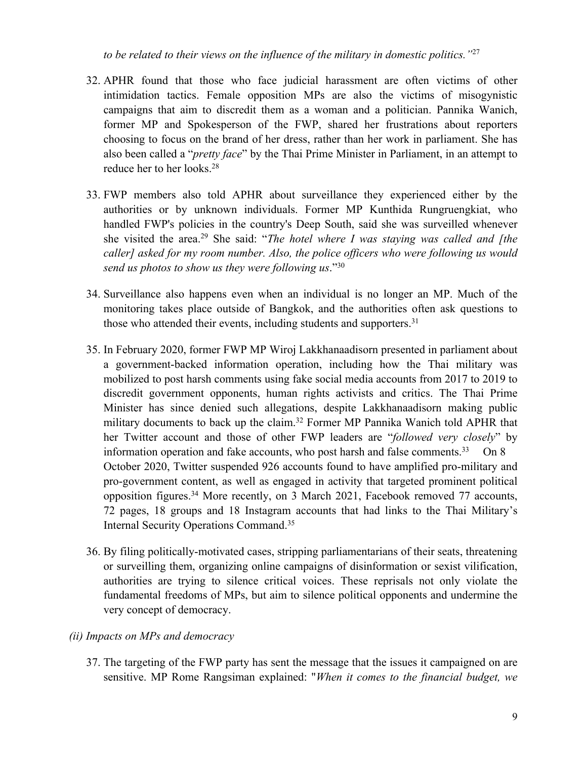*to be related to their views on the influence of the military in domestic politics."*[27]

32. APHR found that those who face judicial harassment are often victims of other intimidation tactics. Female opposition MPs are also the victims of misogynistic campaigns that aim to discredit them as a woman and a politician. Pannika Wanich, former MP and Spokesperson of the FWP, shared her frustrations about reporters choosing to focus on the brand of her dress, rather than her work in parliament. She has also been called a "*pretty face*" by the Thai Prime Minister in Parliament, in an attempt to reduce her to her looks.[28]

33. FWP members also told APHR about surveillance they experienced either by the authorities or by unknown individuals. Former MP Kunthida Rungruengkiat, who handled FWP's policies in the country's Deep South, said she was surveilled whenever she visited the area.[29] She said: "*The hotel where I was staying was called and [the caller] asked for my room number. Also, the police officers who were following us would send us photos to show us they were following us*."[30]

34. Surveillance also happens even when an individual is no longer an MP. Much of the monitoring takes place outside of Bangkok, and the authorities often ask questions to those who attended their events, including students and supporters.[31]

35. In February 2020, former FWP MP Wiroj Lakkhanaadisorn presented in parliament about a government-backed information operation, including how the Thai military was mobilized to post harsh comments using fake social media accounts from 2017 to 2019 to discredit government opponents, human rights activists and critics. The Thai Prime Minister has since denied such allegations, despite Lakkhanaadisorn making public military documents to back up the claim.[32] Former MP Pannika Wanich told APHR that her Twitter account and those of other FWP leaders are "*followed very closely*" by information operation and fake accounts, who post harsh and false comments.[33] On 8 October 2020, Twitter suspended 926 accounts found to have amplified pro-military and pro-government content, as well as engaged in activity that targeted prominent political opposition figures.[34] More recently, on 3 March 2021, Facebook removed 77 accounts, 72 pages, 18 groups and 18 Instagram accounts that had links to the Thai Military's Internal Security Operations Command.[35]

36. By filing politically-motivated cases, stripping parliamentarians of their seats, threatening or surveilling them, organizing online campaigns of disinformation or sexist vilification, authorities are trying to silence critical voices. These reprisals not only violate the fundamental freedoms of MPs, but aim to silence political opponents and undermine the very concept of democracy.

*(ii) Impacts on MPs and democracy*

37. The targeting of the FWP party has sent the message that the issues it campaigned on are sensitive. MP Rome Rangsiman explained: "*When it comes to the financial budget, we*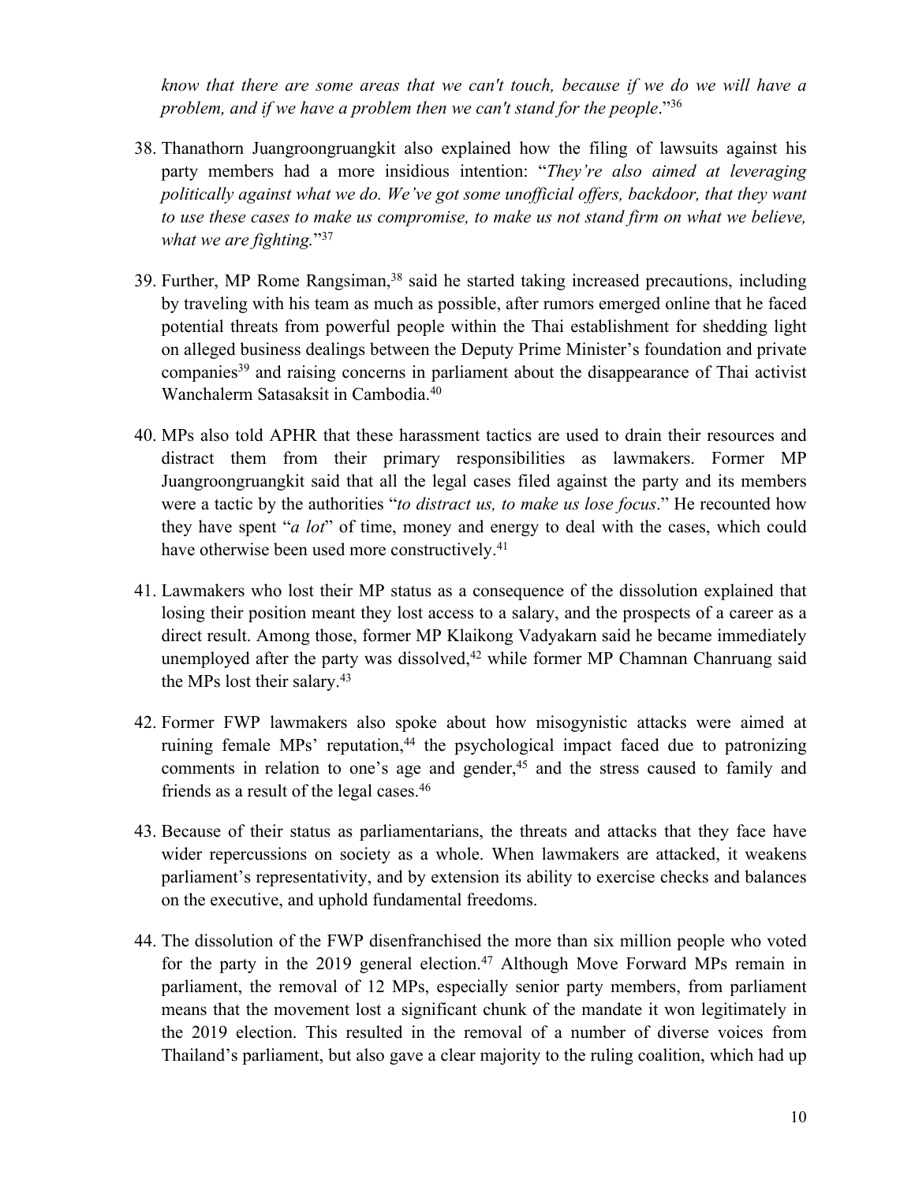*know that there are some areas that we can't touch, because if we do we will have a problem, and if we have a problem then we can't stand for the people*."[36]

38. Thanathorn Juangroongruangkit also explained how the filing of lawsuits against his party members had a more insidious intention: "*They're also aimed at leveraging politically against what we do. We've got some unofficial offers, backdoor, that they want to use these cases to make us compromise, to make us not stand firm on what we believe, what we are fighting.*"[37]

39. Further, MP Rome Rangsiman,[38] said he started taking increased precautions, including by traveling with his team as much as possible, after rumors emerged online that he faced potential threats from powerful people within the Thai establishment for shedding light on alleged business dealings between the Deputy Prime Minister's foundation and private companies[39] and raising concerns in parliament about the disappearance of Thai activist Wanchalerm Satasaksit in Cambodia.[40]

40. MPs also told APHR that these harassment tactics are used to drain their resources and distract them from their primary responsibilities as lawmakers. Former MP Juangroongruangkit said that all the legal cases filed against the party and its members were a tactic by the authorities "*to distract us, to make us lose focus*." He recounted how they have spent "*a lot*" of time, money and energy to deal with the cases, which could have otherwise been used more constructively.[41]

41. Lawmakers who lost their MP status as a consequence of the dissolution explained that losing their position meant they lost access to a salary, and the prospects of a career as a direct result. Among those, former MP Klaikong Vadyakarn said he became immediately unemployed after the party was dissolved,[42] while former MP Chamnan Chanruang said the MPs lost their salary.[43]

42. Former FWP lawmakers also spoke about how misogynistic attacks were aimed at ruining female MPs' reputation,[44] the psychological impact faced due to patronizing comments in relation to one's age and gender,[45] and the stress caused to family and friends as a result of the legal cases.[46]

43. Because of their status as parliamentarians, the threats and attacks that they face have wider repercussions on society as a whole. When lawmakers are attacked, it weakens parliament's representativity, and by extension its ability to exercise checks and balances on the executive, and uphold fundamental freedoms.

44. The dissolution of the FWP disenfranchised the more than six million people who voted for the party in the 2019 general election.[47] Although Move Forward MPs remain in parliament, the removal of 12 MPs, especially senior party members, from parliament means that the movement lost a significant chunk of the mandate it won legitimately in the 2019 election. This resulted in the removal of a number of diverse voices from Thailand's parliament, but also gave a clear majority to the ruling coalition, which had up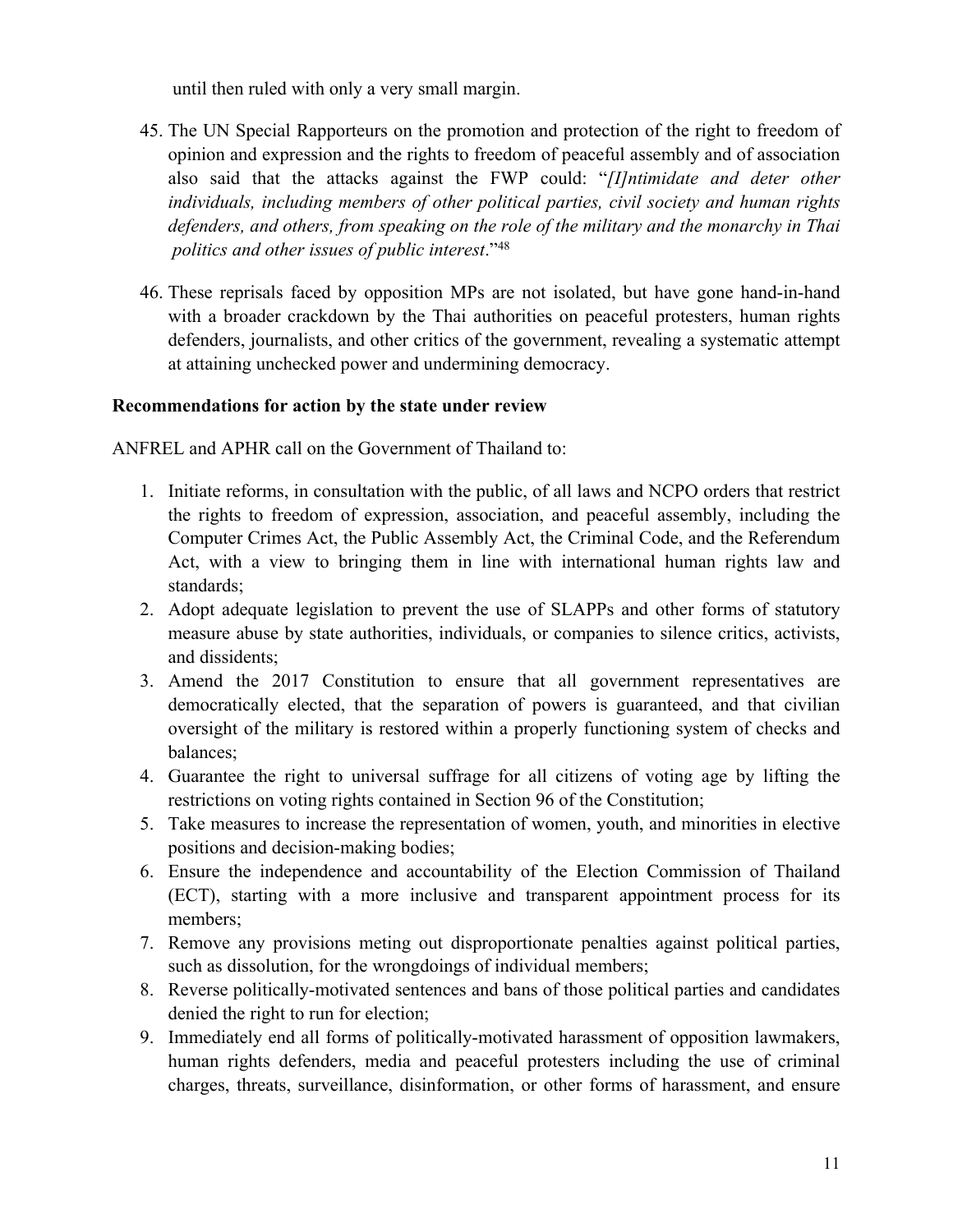until then ruled with only a very small margin.

45. The UN Special Rapporteurs on the promotion and protection of the right to freedom of opinion and expression and the rights to freedom of peaceful assembly and of association also said that the attacks against the FWP could: "*[I]ntimidate and deter other individuals, including members of other political parties, civil society and human rights defenders, and others, from speaking on the role of the military and the monarchy in Thai politics and other issues of public interest*."[48]

46. These reprisals faced by opposition MPs are not isolated, but have gone hand-in-hand with a broader crackdown by the Thai authorities on peaceful protesters, human rights defenders, journalists, and other critics of the government, revealing a systematic attempt at attaining unchecked power and undermining democracy.

**Recommendations for action by the state under review**

ANFREL and APHR call on the Government of Thailand to:

1. Initiate reforms, in consultation with the public, of all laws and NCPO orders that restrict the rights to freedom of expression, association, and peaceful assembly, including the Computer Crimes Act, the Public Assembly Act, the Criminal Code, and the Referendum Act, with a view to bringing them in line with international human rights law and standards;
2. Adopt adequate legislation to prevent the use of SLAPPs and other forms of statutory measure abuse by state authorities, individuals, or companies to silence critics, activists, and dissidents;
3. Amend the 2017 Constitution to ensure that all government representatives are democratically elected, that the separation of powers is guaranteed, and that civilian oversight of the military is restored within a properly functioning system of checks and balances;
4. Guarantee the right to universal suffrage for all citizens of voting age by lifting the restrictions on voting rights contained in Section 96 of the Constitution;
5. Take measures to increase the representation of women, youth, and minorities in elective positions and decision-making bodies;
6. Ensure the independence and accountability of the Election Commission of Thailand (ECT), starting with a more inclusive and transparent appointment process for its members;
7. Remove any provisions meting out disproportionate penalties against political parties, such as dissolution, for the wrongdoings of individual members;
8. Reverse politically-motivated sentences and bans of those political parties and candidates denied the right to run for election;
9. Immediately end all forms of politically-motivated harassment of opposition lawmakers, human rights defenders, media and peaceful protesters including the use of criminal charges, threats, surveillance, disinformation, or other forms of harassment, and ensure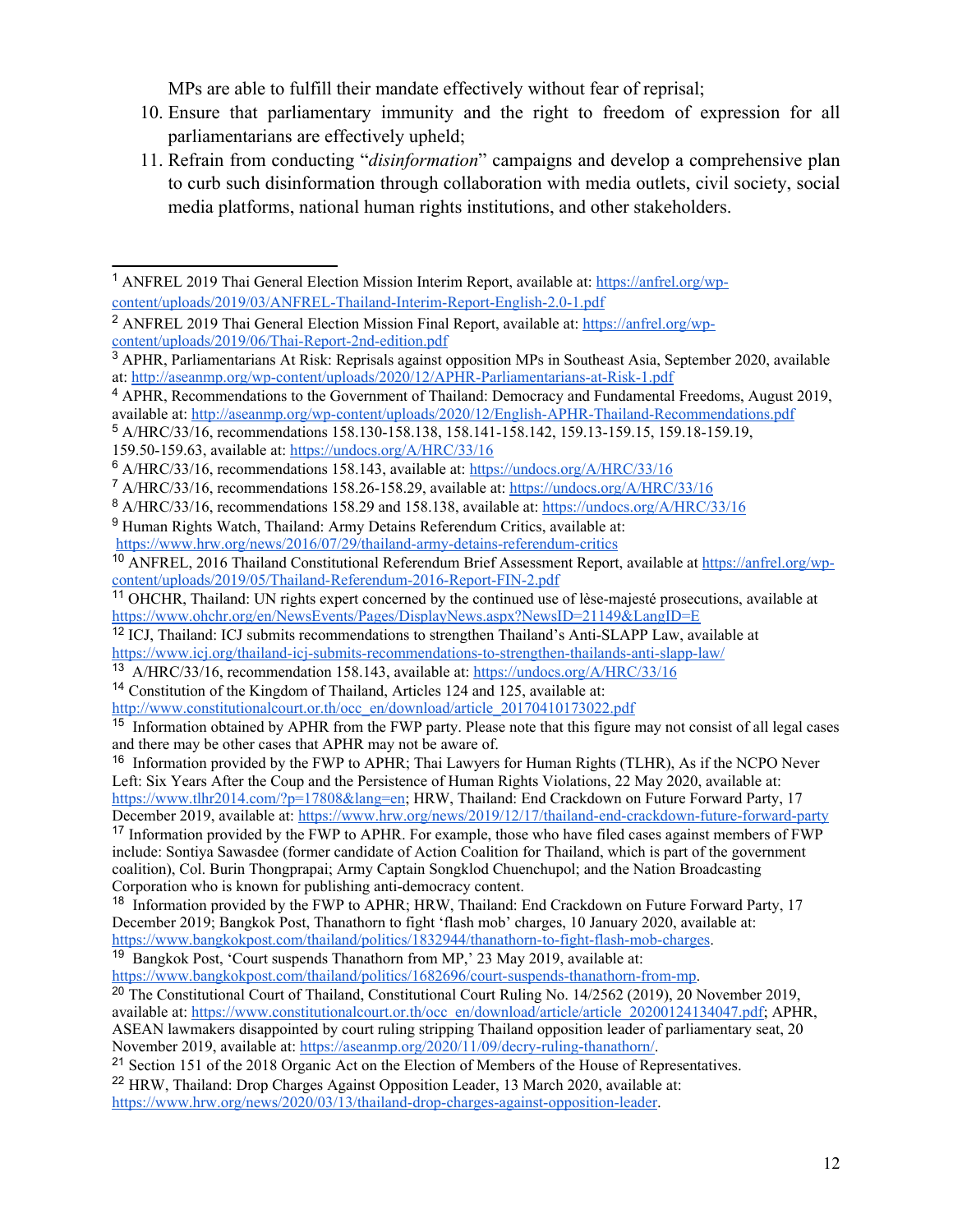MPs are able to fulfill their mandate effectively without fear of reprisal;

10. Ensure that parliamentary immunity and the right to freedom of expression for all parliamentarians are effectively upheld;
11. Refrain from conducting "*disinformation*" campaigns and develop a comprehensive plan to curb such disinformation through collaboration with media outlets, civil society, social media platforms, national human rights institutions, and other stakeholders.

---

[1] ANFREL 2019 Thai General Election Mission Interim Report, available at: https://anfrel.org/wp-content/uploads/2019/03/ANFREL-Thailand-Interim-Report-English-2.0-1.pdf

[2] ANFREL 2019 Thai General Election Mission Final Report, available at: https://anfrel.org/wp-content/uploads/2019/06/Thai-Report-2nd-edition.pdf

[3] APHR, Parliamentarians At Risk: Reprisals against opposition MPs in Southeast Asia, September 2020, available at: http://aseanmp.org/wp-content/uploads/2020/12/APHR-Parliamentarians-at-Risk-1.pdf

[4] APHR, Recommendations to the Government of Thailand: Democracy and Fundamental Freedoms, August 2019, available at: http://aseanmp.org/wp-content/uploads/2020/12/English-APHR-Thailand-Recommendations.pdf

[5] A/HRC/33/16, recommendations 158.130-158.138, 158.141-158.142, 159.13-159.15, 159.18-159.19, 159.50-159.63, available at: https://undocs.org/A/HRC/33/16

[6] A/HRC/33/16, recommendations 158.143, available at: https://undocs.org/A/HRC/33/16

[7] A/HRC/33/16, recommendations 158.26-158.29, available at: https://undocs.org/A/HRC/33/16

[8] A/HRC/33/16, recommendations 158.29 and 158.138, available at: https://undocs.org/A/HRC/33/16

[9] Human Rights Watch, Thailand: Army Detains Referendum Critics, available at: https://www.hrw.org/news/2016/07/29/thailand-army-detains-referendum-critics

[10] ANFREL, 2016 Thailand Constitutional Referendum Brief Assessment Report, available at https://anfrel.org/wp-content/uploads/2019/05/Thailand-Referendum-2016-Report-FIN-2.pdf

[11] OHCHR, Thailand: UN rights expert concerned by the continued use of lèse-majesté prosecutions, available at https://www.ohchr.org/en/NewsEvents/Pages/DisplayNews.aspx?NewsID=21149&LangID=E

[12] ICJ, Thailand: ICJ submits recommendations to strengthen Thailand's Anti-SLAPP Law, available at https://www.icj.org/thailand-icj-submits-recommendations-to-strengthen-thailands-anti-slapp-law/

[13] A/HRC/33/16, recommendation 158.143, available at: https://undocs.org/A/HRC/33/16

[14] Constitution of the Kingdom of Thailand, Articles 124 and 125, available at: http://www.constitutionalcourt.or.th/occ_en/download/article_20170410173022.pdf

[15] Information obtained by APHR from the FWP party. Please note that this figure may not consist of all legal cases and there may be other cases that APHR may not be aware of.

[16] Information provided by the FWP to APHR; Thai Lawyers for Human Rights (TLHR), As if the NCPO Never Left: Six Years After the Coup and the Persistence of Human Rights Violations, 22 May 2020, available at: https://www.tlhr2014.com/?p=17808&lang=en; HRW, Thailand: End Crackdown on Future Forward Party, 17 December 2019, available at: https://www.hrw.org/news/2019/12/17/thailand-end-crackdown-future-forward-party

[17] Information provided by the FWP to APHR. For example, those who have filed cases against members of FWP include: Sontiya Sawasdee (former candidate of Action Coalition for Thailand, which is part of the government coalition), Col. Burin Thongprapai; Army Captain Songklod Chuenchupol; and the Nation Broadcasting Corporation who is known for publishing anti-democracy content.

[18] Information provided by the FWP to APHR; HRW, Thailand: End Crackdown on Future Forward Party, 17 December 2019; Bangkok Post, Thanathorn to fight 'flash mob' charges, 10 January 2020, available at: https://www.bangkokpost.com/thailand/politics/1832944/thanathorn-to-fight-flash-mob-charges.

[19] Bangkok Post, 'Court suspends Thanathorn from MP,' 23 May 2019, available at: https://www.bangkokpost.com/thailand/politics/1682696/court-suspends-thanathorn-from-mp.

[20] The Constitutional Court of Thailand, Constitutional Court Ruling No. 14/2562 (2019), 20 November 2019, available at: https://www.constitutionalcourt.or.th/occ_en/download/article/article_20200124134047.pdf; APHR, ASEAN lawmakers disappointed by court ruling stripping Thailand opposition leader of parliamentary seat, 20 November 2019, available at: https://aseanmp.org/2020/11/09/decry-ruling-thanathorn/.

[21] Section 151 of the 2018 Organic Act on the Election of Members of the House of Representatives.

[22] HRW, Thailand: Drop Charges Against Opposition Leader, 13 March 2020, available at: https://www.hrw.org/news/2020/03/13/thailand-drop-charges-against-opposition-leader.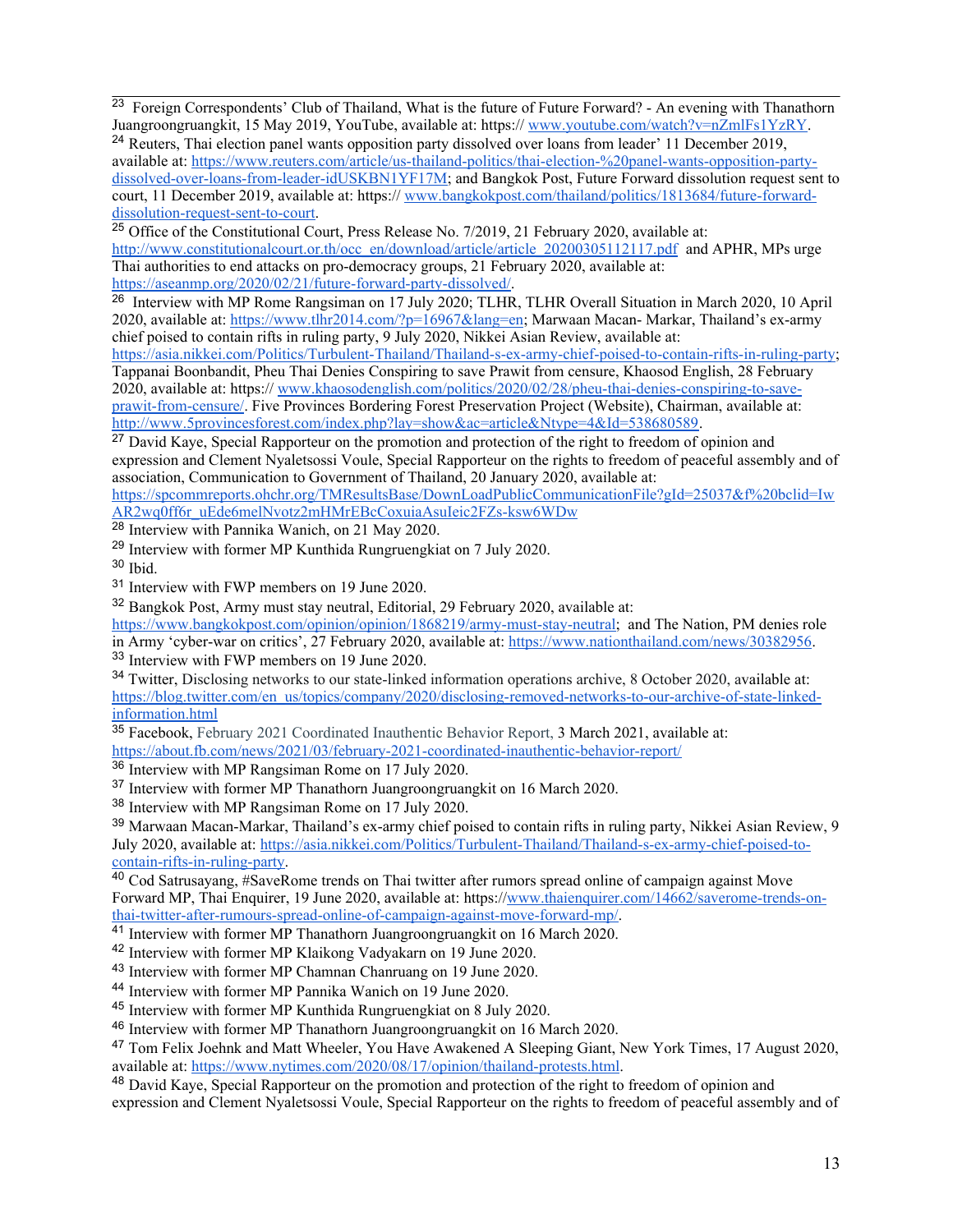[23] Foreign Correspondents' Club of Thailand, What is the future of Future Forward? - An evening with Thanathorn Juangroongruangkit, 15 May 2019, YouTube, available at: https:// www.youtube.com/watch?v=nZmlFs1YzRY.

[24] Reuters, Thai election panel wants opposition party dissolved over loans from leader' 11 December 2019, available at: https://www.reuters.com/article/us-thailand-politics/thai-election-%20panel-wants-opposition-party-dissolved-over-loans-from-leader-idUSKBN1YF17M; and Bangkok Post, Future Forward dissolution request sent to court, 11 December 2019, available at: https:// www.bangkokpost.com/thailand/politics/1813684/future-forward-dissolution-request-sent-to-court.

[25] Office of the Constitutional Court, Press Release No. 7/2019, 21 February 2020, available at: http://www.constitutionalcourt.or.th/occ_en/download/article/article_20200305112117.pdf and APHR, MPs urge Thai authorities to end attacks on pro-democracy groups, 21 February 2020, available at: https://aseanmp.org/2020/02/21/future-forward-party-dissolved/.

[26] Interview with MP Rome Rangsiman on 17 July 2020; TLHR, TLHR Overall Situation in March 2020, 10 April 2020, available at: https://www.tlhr2014.com/?p=16967&lang=en; Marwaan Macan- Markar, Thailand's ex-army chief poised to contain rifts in ruling party, 9 July 2020, Nikkei Asian Review, available at: https://asia.nikkei.com/Politics/Turbulent-Thailand/Thailand-s-ex-army-chief-poised-to-contain-rifts-in-ruling-party; Tappanai Boonbandit, Pheu Thai Denies Conspiring to save Prawit from censure, Khaosod English, 28 February 2020, available at: https:// www.khaosodenglish.com/politics/2020/02/28/pheu-thai-denies-conspiring-to-save-prawit-from-censure/. Five Provinces Bordering Forest Preservation Project (Website), Chairman, available at: http://www.5provincesforest.com/index.php?lay=show&ac=article&Ntype=4&Id=538680589.

[27] David Kaye, Special Rapporteur on the promotion and protection of the right to freedom of opinion and expression and Clement Nyaletsossi Voule, Special Rapporteur on the rights to freedom of peaceful assembly and of association, Communication to Government of Thailand, 20 January 2020, available at: https://spcommreports.ohchr.org/TMResultsBase/DownLoadPublicCommunicationFile?gId=25037&f%20bclid=IwAR2wq0ff6r_uEde6melNvotz2mHMrEBcCoxuiaAsuIeic2FZs-ksw6WDw

[28] Interview with Pannika Wanich, on 21 May 2020.

[29] Interview with former MP Kunthida Rungruengkiat on 7 July 2020.

[30] Ibid.

[31] Interview with FWP members on 19 June 2020.

[32] Bangkok Post, Army must stay neutral, Editorial, 29 February 2020, available at: https://www.bangkokpost.com/opinion/opinion/1868219/army-must-stay-neutral; and The Nation, PM denies role in Army 'cyber-war on critics', 27 February 2020, available at: https://www.nationthailand.com/news/30382956.

[33] Interview with FWP members on 19 June 2020.

[34] Twitter, Disclosing networks to our state-linked information operations archive, 8 October 2020, available at: https://blog.twitter.com/en_us/topics/company/2020/disclosing-removed-networks-to-our-archive-of-state-linked-information.html

[35] Facebook, February 2021 Coordinated Inauthentic Behavior Report, 3 March 2021, available at: https://about.fb.com/news/2021/03/february-2021-coordinated-inauthentic-behavior-report/

[36] Interview with MP Rangsiman Rome on 17 July 2020.

[37] Interview with former MP Thanathorn Juangroongruangkit on 16 March 2020.

[38] Interview with MP Rangsiman Rome on 17 July 2020.

[39] Marwaan Macan-Markar, Thailand's ex-army chief poised to contain rifts in ruling party, Nikkei Asian Review, 9 July 2020, available at: https://asia.nikkei.com/Politics/Turbulent-Thailand/Thailand-s-ex-army-chief-poised-to-contain-rifts-in-ruling-party.

[40] Cod Satrusayang, #SaveRome trends on Thai twitter after rumors spread online of campaign against Move Forward MP, Thai Enquirer, 19 June 2020, available at: https://www.thaienquirer.com/14662/saverome-trends-on-thai-twitter-after-rumours-spread-online-of-campaign-against-move-forward-mp/.

[41] Interview with former MP Thanathorn Juangroongruangkit on 16 March 2020.

[42] Interview with former MP Klaikong Vadyakarn on 19 June 2020.

[43] Interview with former MP Chamnan Chanruang on 19 June 2020.

[44] Interview with former MP Pannika Wanich on 19 June 2020.

[45] Interview with former MP Kunthida Rungruengkiat on 8 July 2020.

[46] Interview with former MP Thanathorn Juangroongruangkit on 16 March 2020.

[47] Tom Felix Joehnk and Matt Wheeler, You Have Awakened A Sleeping Giant, New York Times, 17 August 2020, available at: https://www.nytimes.com/2020/08/17/opinion/thailand-protests.html.

[48] David Kaye, Special Rapporteur on the promotion and protection of the right to freedom of opinion and expression and Clement Nyaletsossi Voule, Special Rapporteur on the rights to freedom of peaceful assembly and of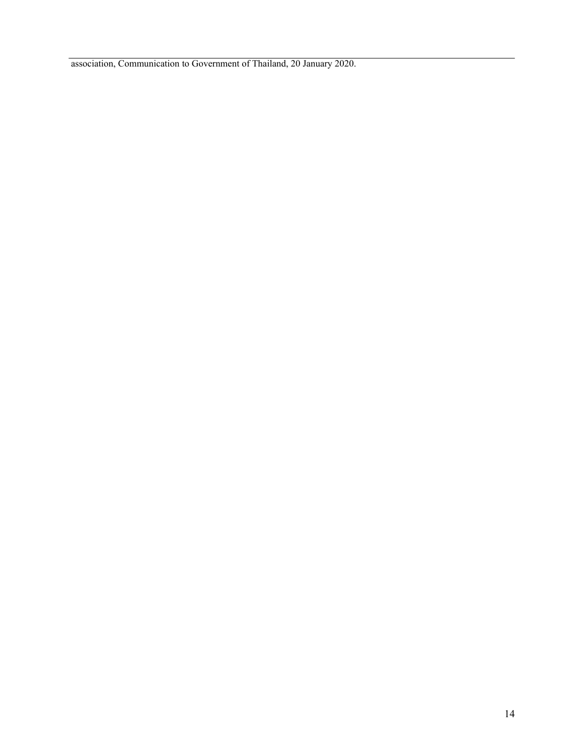association, Communication to Government of Thailand, 20 January 2020.